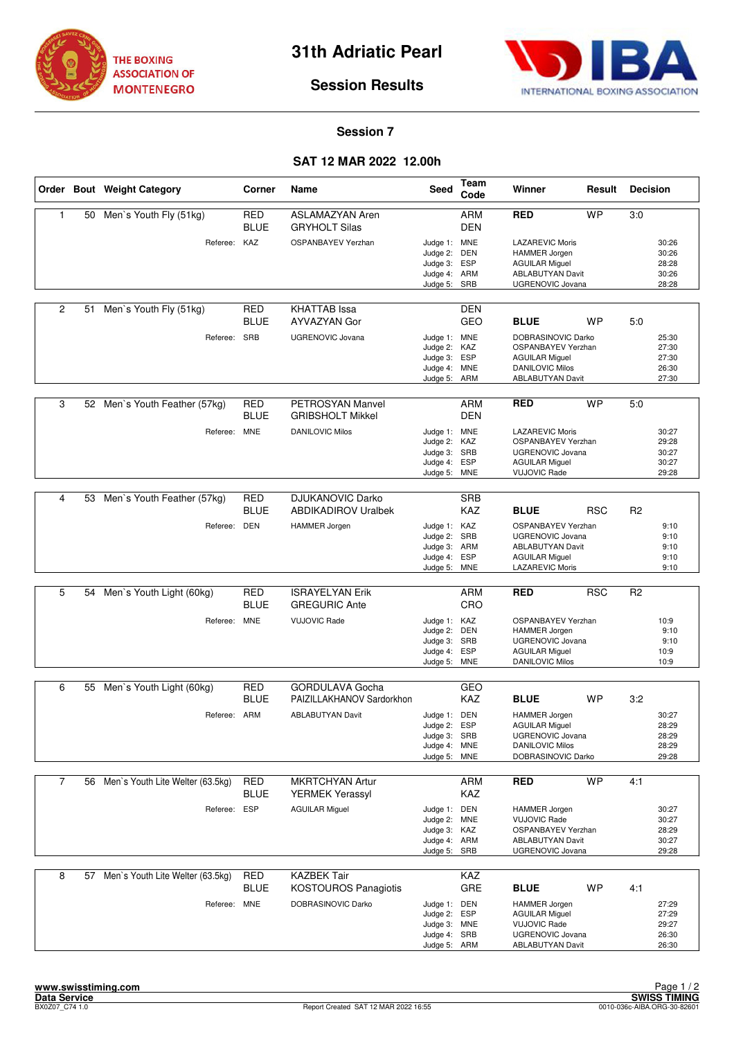THE BOXING ASSOCIATION OF MONTENEGRO

# 31th Adriatic Pearl

## Session Results

INTERNATIONAL BOXING ASSOCIATION

### Session 7

### SAT 12 MAR 2022 12.00h

| Order | Bout | Weight Category | Corner | Name | Seed | Team Code | Winner | Result | Decision |
|---|---|---|---|---|---|---|---|---|---|
| 1 | 50 | Men`s Youth Fly (51kg) | RED | ASLAMAZYAN Aren | | ARM | RED | WP | 3:0 |
| | | | BLUE | GRYHOLT Silas | | DEN | | | |
| | | Referee: | KAZ | OSPANBAYEV Yerzhan | Judge 1: | MNE | LAZAREVIC Moris | | 30:26 |
| | | | | | Judge 2: | DEN | HAMMER Jorgen | | 30:26 |
| | | | | | Judge 3: | ESP | AGUILAR Miguel | | 28:28 |
| | | | | | Judge 4: | ARM | ABLABUTYAN Davit | | 30:26 |
| | | | | | Judge 5: | SRB | UGRENOVIC Jovana | | 28:28 |
| 2 | 51 | Men`s Youth Fly (51kg) | RED | KHATTAB Issa | | DEN | | | |
| | | | BLUE | AYVAZYAN Gor | | GEO | BLUE | WP | 5:0 |
| | | Referee: | SRB | UGRENOVIC Jovana | Judge 1: | MNE | DOBRASINOVIC Darko | | 25:30 |
| | | | | | Judge 2: | KAZ | OSPANBAYEV Yerzhan | | 27:30 |
| | | | | | Judge 3: | ESP | AGUILAR Miguel | | 27:30 |
| | | | | | Judge 4: | MNE | DANILOVIC Milos | | 26:30 |
| | | | | | Judge 5: | ARM | ABLABUTYAN Davit | | 27:30 |
| 3 | 52 | Men`s Youth Feather (57kg) | RED | PETROSYAN Manvel | | ARM | RED | WP | 5:0 |
| | | | BLUE | GRIBSHOLT Mikkel | | DEN | | | |
| | | Referee: | MNE | DANILOVIC Milos | Judge 1: | MNE | LAZAREVIC Moris | | 30:27 |
| | | | | | Judge 2: | KAZ | OSPANBAYEV Yerzhan | | 29:28 |
| | | | | | Judge 3: | SRB | UGRENOVIC Jovana | | 30:27 |
| | | | | | Judge 4: | ESP | AGUILAR Miguel | | 30:27 |
| | | | | | Judge 5: | MNE | VUJOVIC Rade | | 29:28 |
| 4 | 53 | Men`s Youth Feather (57kg) | RED | DJUKANOVIC Darko | | SRB | | | |
| | | | BLUE | ABDIKADIROV Uralbek | | KAZ | BLUE | RSC | R2 |
| | | Referee: | DEN | HAMMER Jorgen | Judge 1: | KAZ | OSPANBAYEV Yerzhan | | 9:10 |
| | | | | | Judge 2: | SRB | UGRENOVIC Jovana | | 9:10 |
| | | | | | Judge 3: | ARM | ABLABUTYAN Davit | | 9:10 |
| | | | | | Judge 4: | ESP | AGUILAR Miguel | | 9:10 |
| | | | | | Judge 5: | MNE | LAZAREVIC Moris | | 9:10 |
| 5 | 54 | Men`s Youth Light (60kg) | RED | ISRAYELYAN Erik | | ARM | RED | RSC | R2 |
| | | | BLUE | GREGURIC Ante | | CRO | | | |
| | | Referee: | MNE | VUJOVIC Rade | Judge 1: | KAZ | OSPANBAYEV Yerzhan | | 10:9 |
| | | | | | Judge 2: | DEN | HAMMER Jorgen | | 9:10 |
| | | | | | Judge 3: | SRB | UGRENOVIC Jovana | | 9:10 |
| | | | | | Judge 4: | ESP | AGUILAR Miguel | | 10:9 |
| | | | | | Judge 5: | MNE | DANILOVIC Milos | | 10:9 |
| 6 | 55 | Men`s Youth Light (60kg) | RED | GORDULAVA Gocha | | GEO | | | |
| | | | BLUE | PAIZILLAKHANOV Sardorkhon | | KAZ | BLUE | WP | 3:2 |
| | | Referee: | ARM | ABLABUTYAN Davit | Judge 1: | DEN | HAMMER Jorgen | | 30:27 |
| | | | | | Judge 2: | ESP | AGUILAR Miguel | | 28:29 |
| | | | | | Judge 3: | SRB | UGRENOVIC Jovana | | 28:29 |
| | | | | | Judge 4: | MNE | DANILOVIC Milos | | 28:29 |
| | | | | | Judge 5: | MNE | DOBRASINOVIC Darko | | 29:28 |
| 7 | 56 | Men`s Youth Lite Welter (63.5kg) | RED | MKRTCHYAN Artur | | ARM | RED | WP | 4:1 |
| | | | BLUE | YERMEK Yerassyl | | KAZ | | | |
| | | Referee: | ESP | AGUILAR Miguel | Judge 1: | DEN | HAMMER Jorgen | | 30:27 |
| | | | | | Judge 2: | MNE | VUJOVIC Rade | | 30:27 |
| | | | | | Judge 3: | KAZ | OSPANBAYEV Yerzhan | | 28:29 |
| | | | | | Judge 4: | ARM | ABLABUTYAN Davit | | 30:27 |
| | | | | | Judge 5: | SRB | UGRENOVIC Jovana | | 29:28 |
| 8 | 57 | Men`s Youth Lite Welter (63.5kg) | RED | KAZBEK Tair | | KAZ | | | |
| | | | BLUE | KOSTOUROS Panagiotis | | GRE | BLUE | WP | 4:1 |
| | | Referee: | MNE | DOBRASINOVIC Darko | Judge 1: | DEN | HAMMER Jorgen | | 27:29 |
| | | | | | Judge 2: | ESP | AGUILAR Miguel | | 27:29 |
| | | | | | Judge 3: | MNE | VUJOVIC Rade | | 29:27 |
| | | | | | Judge 4: | SRB | UGRENOVIC Jovana | | 26:30 |
| | | | | | Judge 5: | ARM | ABLABUTYAN Davit | | 26:30 |

**www.swisstiming.com**
**Data Service**
BX0Z07_C74 1.0

Report Created SAT 12 MAR 2022 16:55

**SWISS TIMING**
0010-036c-AIBA.ORG-30-82601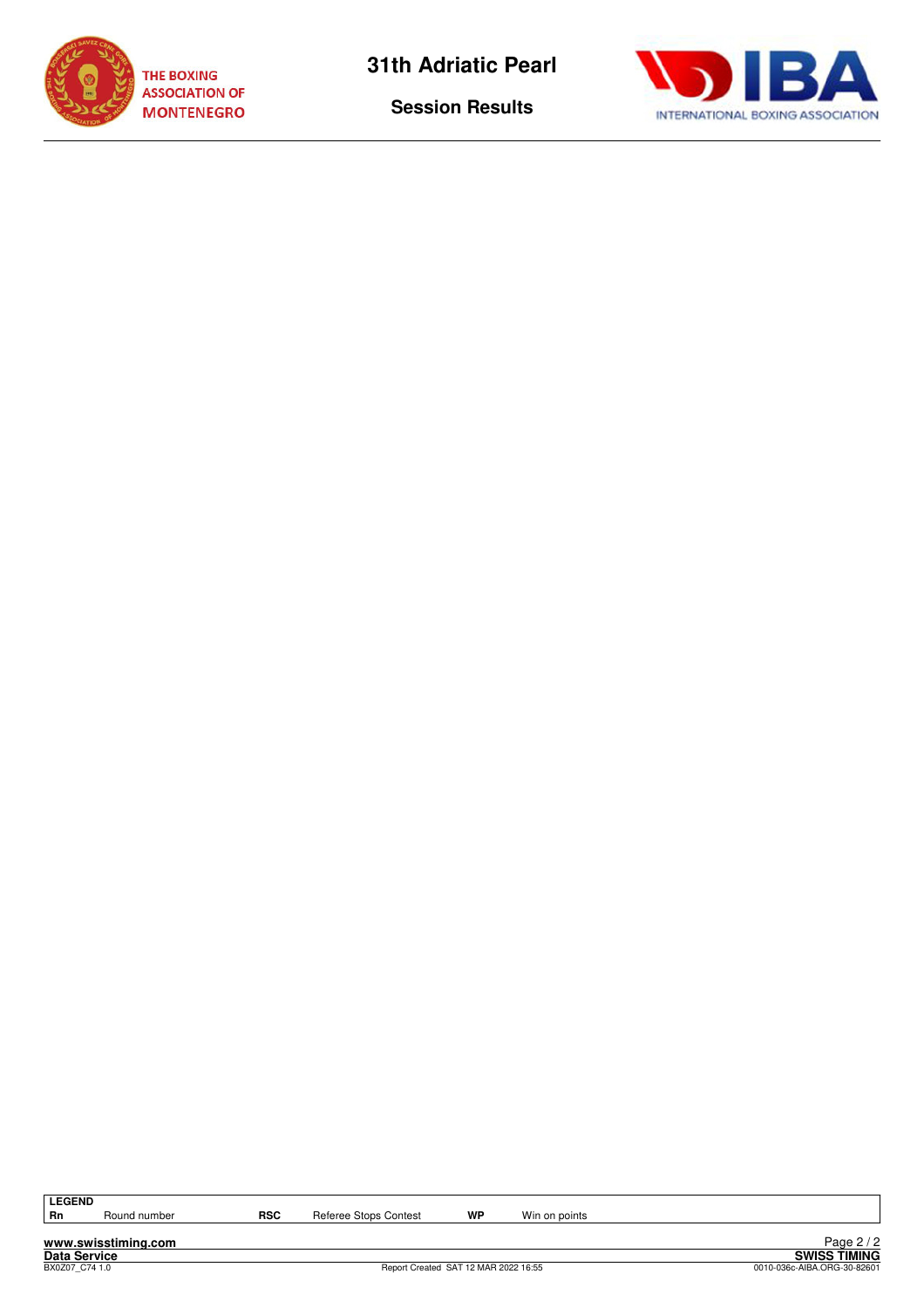| LEGEND | | | | | |
|---|---|---|---|---|---|
| Rn | Round number | RSC | Referee Stops Contest | WP | Win on points |